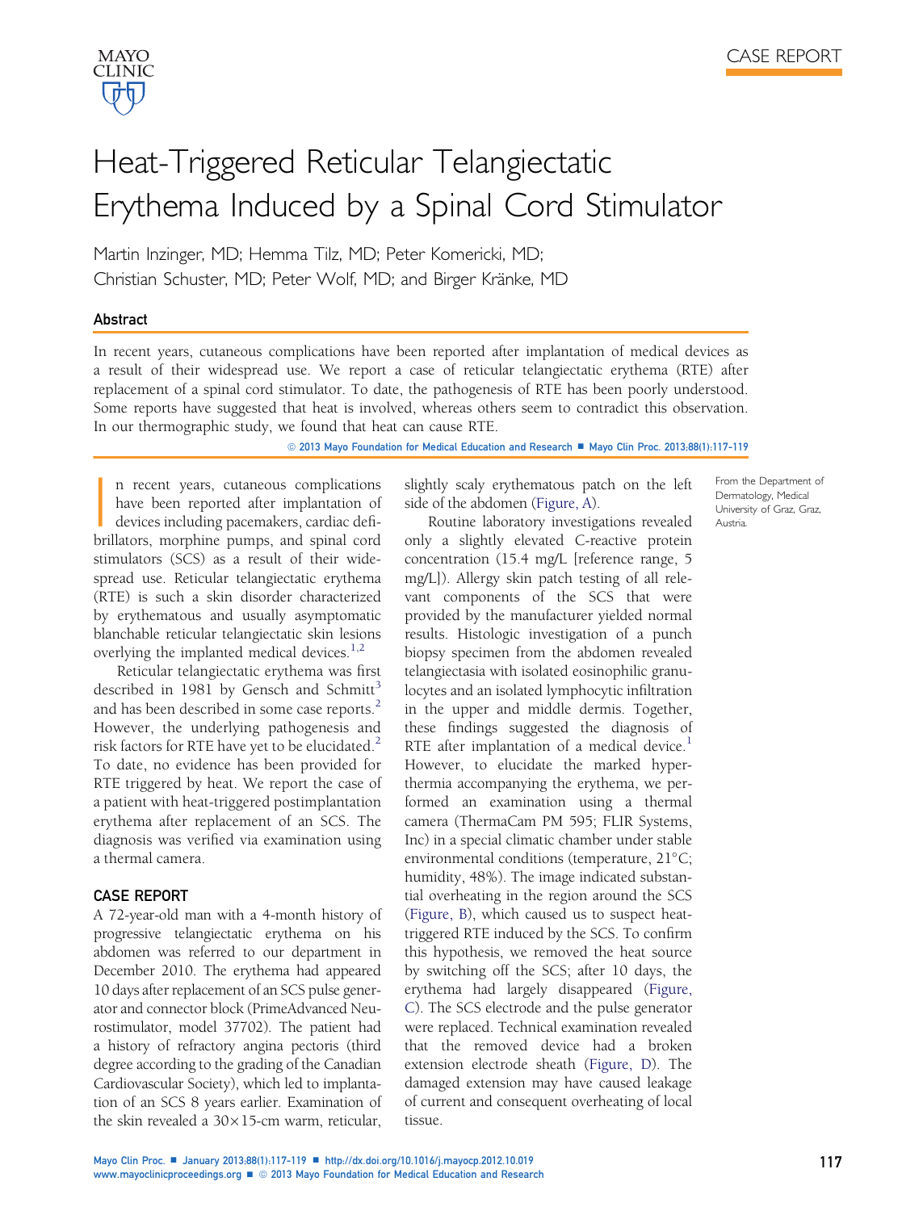CASE REPORT

# Heat-Triggered Reticular Telangiectatic Erythema Induced by a Spinal Cord Stimulator

Martin Inzinger, MD; Hemma Tilz, MD; Peter Komericki, MD; Christian Schuster, MD; Peter Wolf, MD; and Birger Kränke, MD

## Abstract

In recent years, cutaneous complications have been reported after implantation of medical devices as a result of their widespread use. We report a case of reticular telangiectatic erythema (RTE) after replacement of a spinal cord stimulator. To date, the pathogenesis of RTE has been poorly understood. Some reports have suggested that heat is involved, whereas others seem to contradict this observation. In our thermographic study, we found that heat can cause RTE.

© 2013 Mayo Foundation for Medical Education and Research

From the Department of Dermatology, Medical University of Graz, Graz, Austria.

In recent years, cutaneous complications have been reported after implantation of devices including pacemakers, cardiac defibrillators, morphine pumps, and spinal cord stimulators (SCS) as a result of their widespread use. Reticular telangiectatic erythema (RTE) is such a skin disorder characterized by erythematous and usually asymptomatic blanchable reticular telangiectatic skin lesions overlying the implanted medical devices.[1,2]

Reticular telangiectatic erythema was first described in 1981 by Gensch and Schmitt[3] and has been described in some case reports.[2] However, the underlying pathogenesis and risk factors for RTE have yet to be elucidated.[2] To date, no evidence has been provided for RTE triggered by heat. We report the case of a patient with heat-triggered postimplantation erythema after replacement of an SCS. The diagnosis was verified via examination using a thermal camera.

## CASE REPORT

A 72-year-old man with a 4-month history of progressive telangiectatic erythema on his abdomen was referred to our department in December 2010. The erythema had appeared 10 days after replacement of an SCS pulse generator and connector block (PrimeAdvanced Neurostimulator, model 37702). The patient had a history of refractory angina pectoris (third degree according to the grading of the Canadian Cardiovascular Society), which led to implantation of an SCS 8 years earlier. Examination of the skin revealed a 30×15-cm warm, reticular, slightly scaly erythematous patch on the left side of the abdomen (Figure, A).

Routine laboratory investigations revealed only a slightly elevated C-reactive protein concentration (15.4 mg/L [reference range, 5 mg/L]). Allergy skin patch testing of all relevant components of the SCS that were provided by the manufacturer yielded normal results. Histologic investigation of a punch biopsy specimen from the abdomen revealed telangiectasia with isolated eosinophilic granulocytes and an isolated lymphocytic infiltration in the upper and middle dermis. Together, these findings suggested the diagnosis of RTE after implantation of a medical device.[1] However, to elucidate the marked hyperthermia accompanying the erythema, we performed an examination using a thermal camera (ThermaCam PM 595; FLIR Systems, Inc) in a special climatic chamber under stable environmental conditions (temperature, 21°C; humidity, 48%). The image indicated substantial overheating in the region around the SCS (Figure, B), which caused us to suspect heat-triggered RTE induced by the SCS. To confirm this hypothesis, we removed the heat source by switching off the SCS; after 10 days, the erythema had largely disappeared (Figure, C). The SCS electrode and the pulse generator were replaced. Technical examination revealed that the removed device had a broken extension electrode sheath (Figure, D). The damaged extension may have caused leakage of current and consequent overheating of local tissue.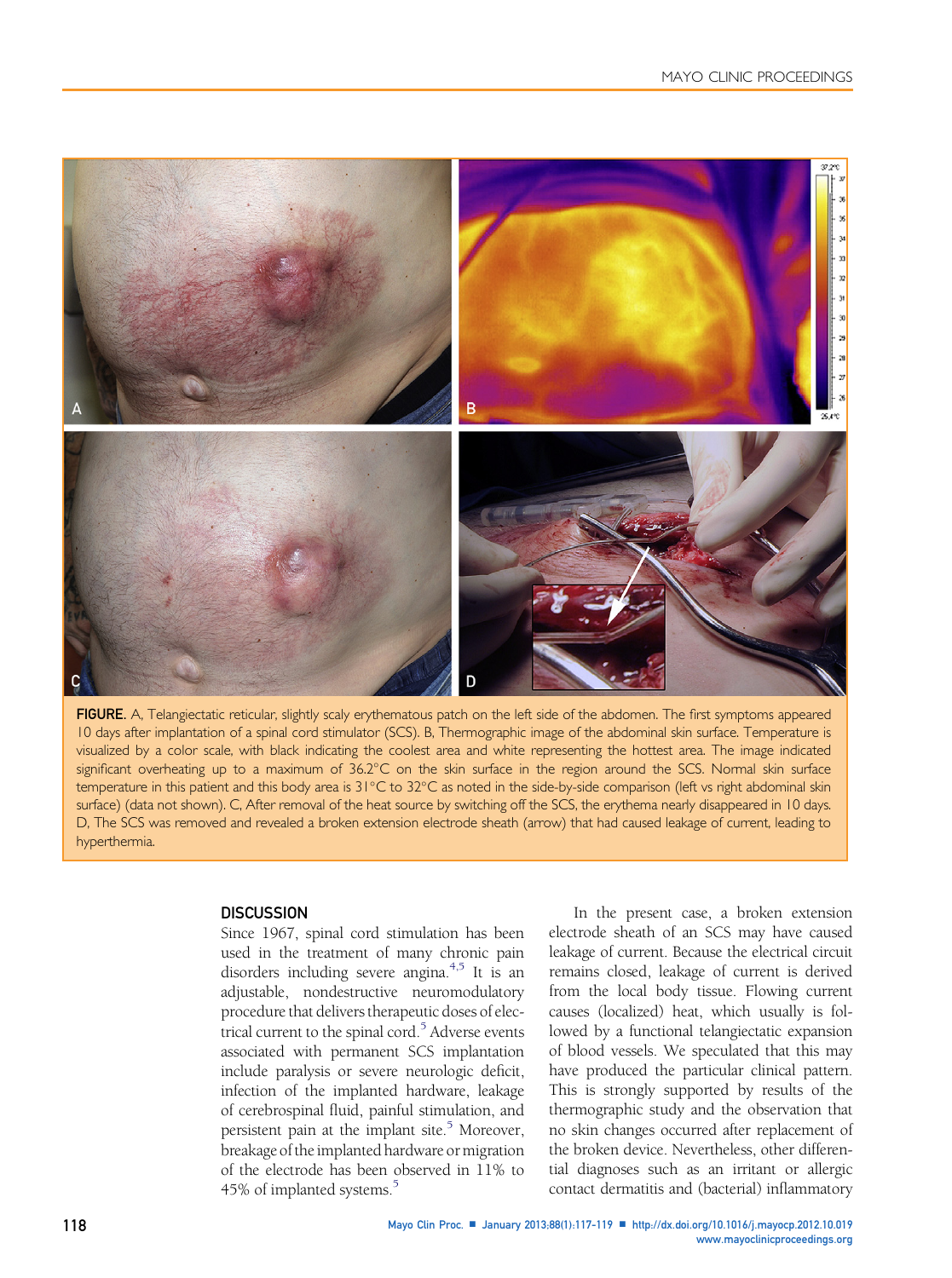FIGURE. A, Telangiectatic reticular, slightly scaly erythematous patch on the left side of the abdomen. The first symptoms appeared 10 days after implantation of a spinal cord stimulator (SCS). B, Thermographic image of the abdominal skin surface. Temperature is visualized by a color scale, with black indicating the coolest area and white representing the hottest area. The image indicated significant overheating up to a maximum of 36.2°C on the skin surface in the region around the SCS. Normal skin surface temperature in this patient and this body area is 31°C to 32°C as noted in the side-by-side comparison (left vs right abdominal skin surface) (data not shown). C, After removal of the heat source by switching off the SCS, the erythema nearly disappeared in 10 days. D, The SCS was removed and revealed a broken extension electrode sheath (arrow) that had caused leakage of current, leading to hyperthermia.

## DISCUSSION

Since 1967, spinal cord stimulation has been used in the treatment of many chronic pain disorders including severe angina.[4,5] It is an adjustable, nondestructive neuromodulatory procedure that delivers therapeutic doses of electrical current to the spinal cord.[5] Adverse events associated with permanent SCS implantation include paralysis or severe neurologic deficit, infection of the implanted hardware, leakage of cerebrospinal fluid, painful stimulation, and persistent pain at the implant site.[5] Moreover, breakage of the implanted hardware or migration of the electrode has been observed in 11% to 45% of implanted systems.[5]

In the present case, a broken extension electrode sheath of an SCS may have caused leakage of current. Because the electrical circuit remains closed, leakage of current is derived from the local body tissue. Flowing current causes (localized) heat, which usually is followed by a functional telangiectatic expansion of blood vessels. We speculated that this may have produced the particular clinical pattern. This is strongly supported by results of the thermographic study and the observation that no skin changes occurred after replacement of the broken device. Nevertheless, other differential diagnoses such as an irritant or allergic contact dermatitis and (bacterial) inflammatory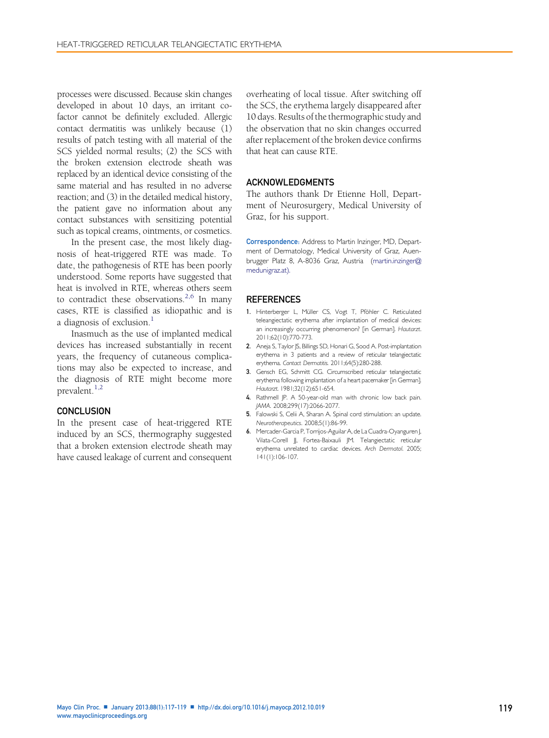processes were discussed. Because skin changes developed in about 10 days, an irritant co-factor cannot be definitely excluded. Allergic contact dermatitis was unlikely because (1) results of patch testing with all material of the SCS yielded normal results; (2) the SCS with the broken extension electrode sheath was replaced by an identical device consisting of the same material and has resulted in no adverse reaction; and (3) in the detailed medical history, the patient gave no information about any contact substances with sensitizing potential such as topical creams, ointments, or cosmetics.

In the present case, the most likely diagnosis of heat-triggered RTE was made. To date, the pathogenesis of RTE has been poorly understood. Some reports have suggested that heat is involved in RTE, whereas others seem to contradict these observations.[2,6] In many cases, RTE is classified as idiopathic and is a diagnosis of exclusion.[1]

Inasmuch as the use of implanted medical devices has increased substantially in recent years, the frequency of cutaneous complications may also be expected to increase, and the diagnosis of RTE might become more prevalent.[1,2]

## CONCLUSION

In the present case of heat-triggered RTE induced by an SCS, thermography suggested that a broken extension electrode sheath may have caused leakage of current and consequent overheating of local tissue. After switching off the SCS, the erythema largely disappeared after 10 days. Results of the thermographic study and the observation that no skin changes occurred after replacement of the broken device confirms that heat can cause RTE.

## ACKNOWLEDGMENTS

The authors thank Dr Etienne Holl, Department of Neurosurgery, Medical University of Graz, for his support.

**Correspondence:** Address to Martin Inzinger, MD, Department of Dermatology, Medical University of Graz, Auenbrugger Platz 8, A-8036 Graz, Austria (martin.inzinger@medunigraz.at).

## REFERENCES

1. Hinterberger L, Müller CS, Vogt T, Pföhler C. Reticulated teleangiectatic erythema after implantation of medical devices: an increasingly occurring phenomenon? [in German]. *Hautarzt.* 2011;62(10):770-773.
2. Aneja S, Taylor JS, Billings SD, Honari G, Sood A. Post-implantation erythema in 3 patients and a review of reticular telangiectatic erythema. *Contact Dermatitis.* 2011;64(5):280-288.
3. Gensch EG, Schmitt CG. Circumscribed reticular telangiectatic erythema following implantation of a heart pacemaker [in German]. *Hautarzt.* 1981;32(12):651-654.
4. Rathmell JP. A 50-year-old man with chronic low back pain. *JAMA.* 2008;299(17):2066-2077.
5. Falowski S, Celii A, Sharan A. Spinal cord stimulation: an update. *Neurotherapeutics.* 2008;5(1):86-99.
6. Mercader-Garcia P, Torrijos-Aguilar A, de La Cuadra-Oyanguren J, Vilata-Corell JJ, Fortea-Baixauli JM. Telangiectatic reticular erythema unrelated to cardiac devices. *Arch Dermatol.* 2005;141(1):106-107.